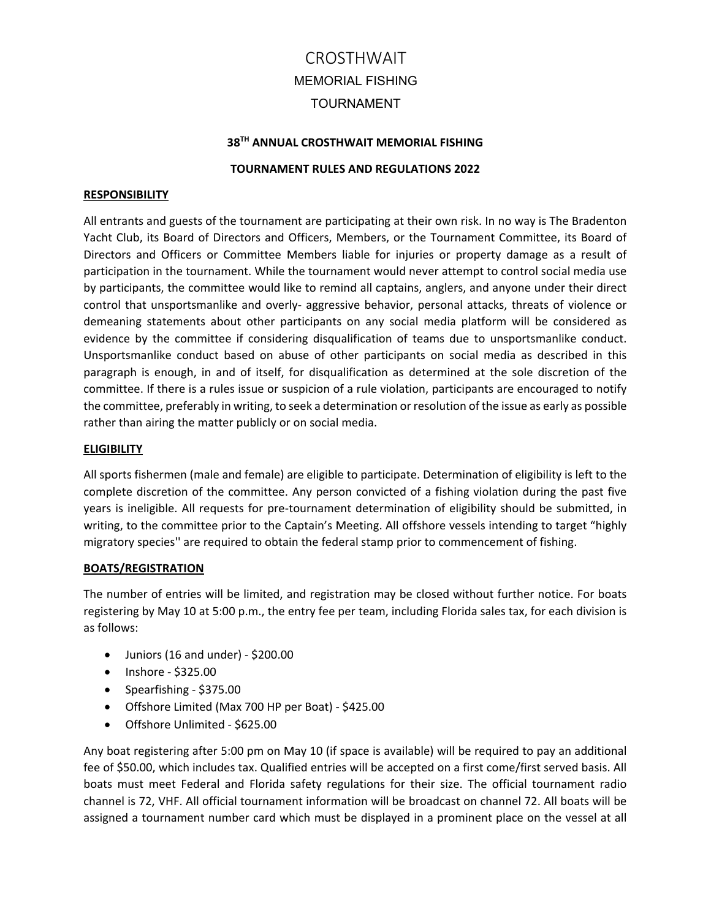# CROSTHWAIT

## MEMORIAL FISHING

## TOURNAMENT

### 38TH ANNUAL CROSTHWAIT MEMORIAL FISHING

### TOURNAMENT RULES AND REGULATIONS 2022

**RESPONSIBILITY**

All entrants and guests of the tournament are participating at their own risk. In no way is The Bradenton Yacht Club, its Board of Directors and Officers, Members, or the Tournament Committee, its Board of Directors and Officers or Committee Members liable for injuries or property damage as a result of participation in the tournament. While the tournament would never attempt to control social media use by participants, the committee would like to remind all captains, anglers, and anyone under their direct control that unsportsmanlike and overly- aggressive behavior, personal attacks, threats of violence or demeaning statements about other participants on any social media platform will be considered as evidence by the committee if considering disqualification of teams due to unsportsmanlike conduct. Unsportsmanlike conduct based on abuse of other participants on social media as described in this paragraph is enough, in and of itself, for disqualification as determined at the sole discretion of the committee. If there is a rules issue or suspicion of a rule violation, participants are encouraged to notify the committee, preferably in writing, to seek a determination or resolution of the issue as early as possible rather than airing the matter publicly or on social media.

**ELIGIBILITY**

All sports fishermen (male and female) are eligible to participate. Determination of eligibility is left to the complete discretion of the committee. Any person convicted of a fishing violation during the past five years is ineligible. All requests for pre-tournament determination of eligibility should be submitted, in writing, to the committee prior to the Captain's Meeting. All offshore vessels intending to target "highly migratory species'' are required to obtain the federal stamp prior to commencement of fishing.

**BOATS/REGISTRATION**

The number of entries will be limited, and registration may be closed without further notice. For boats registering by May 10 at 5:00 p.m., the entry fee per team, including Florida sales tax, for each division is as follows:

- Juniors (16 and under) - $200.00
- Inshore - $325.00
- Spearfishing - $375.00
- Offshore Limited (Max 700 HP per Boat) - $425.00
- Offshore Unlimited - $625.00

Any boat registering after 5:00 pm on May 10 (if space is available) will be required to pay an additional fee of $50.00, which includes tax. Qualified entries will be accepted on a first come/first served basis. All boats must meet Federal and Florida safety regulations for their size. The official tournament radio channel is 72, VHF. All official tournament information will be broadcast on channel 72. All boats will be assigned a tournament number card which must be displayed in a prominent place on the vessel at all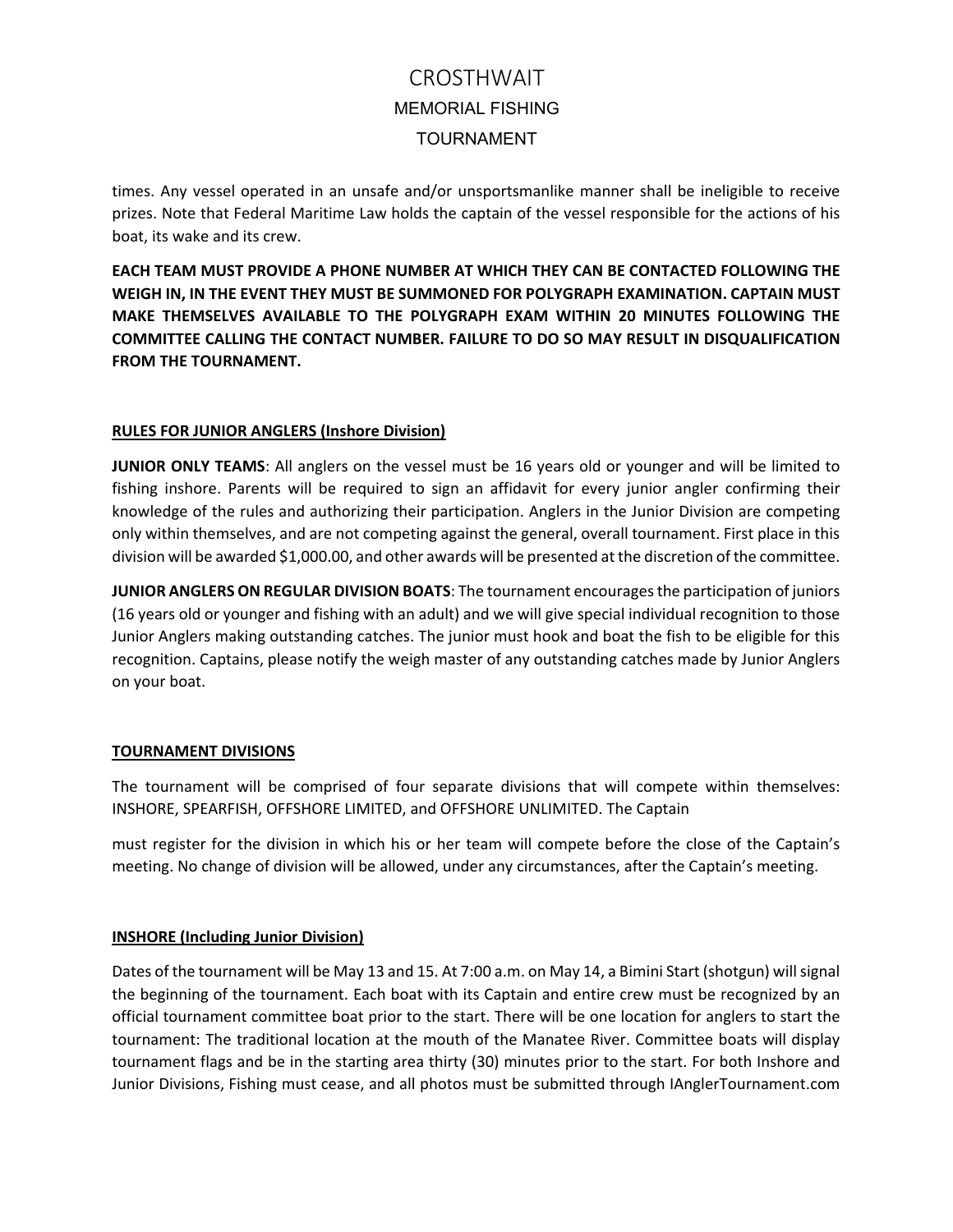times. Any vessel operated in an unsafe and/or unsportsmanlike manner shall be ineligible to receive prizes. Note that Federal Maritime Law holds the captain of the vessel responsible for the actions of his boat, its wake and its crew.

**EACH TEAM MUST PROVIDE A PHONE NUMBER AT WHICH THEY CAN BE CONTACTED FOLLOWING THE WEIGH IN, IN THE EVENT THEY MUST BE SUMMONED FOR POLYGRAPH EXAMINATION. CAPTAIN MUST MAKE THEMSELVES AVAILABLE TO THE POLYGRAPH EXAM WITHIN 20 MINUTES FOLLOWING THE COMMITTEE CALLING THE CONTACT NUMBER. FAILURE TO DO SO MAY RESULT IN DISQUALIFICATION FROM THE TOURNAMENT.**

## RULES FOR JUNIOR ANGLERS (Inshore Division)

**JUNIOR ONLY TEAMS**: All anglers on the vessel must be 16 years old or younger and will be limited to fishing inshore. Parents will be required to sign an affidavit for every junior angler confirming their knowledge of the rules and authorizing their participation. Anglers in the Junior Division are competing only within themselves, and are not competing against the general, overall tournament. First place in this division will be awarded $1,000.00, and other awards will be presented at the discretion of the committee.

**JUNIOR ANGLERS ON REGULAR DIVISION BOATS**: The tournament encourages the participation of juniors (16 years old or younger and fishing with an adult) and we will give special individual recognition to those Junior Anglers making outstanding catches. The junior must hook and boat the fish to be eligible for this recognition. Captains, please notify the weigh master of any outstanding catches made by Junior Anglers on your boat.

## TOURNAMENT DIVISIONS

The tournament will be comprised of four separate divisions that will compete within themselves: INSHORE, SPEARFISH, OFFSHORE LIMITED, and OFFSHORE UNLIMITED. The Captain must register for the division in which his or her team will compete before the close of the Captain's meeting. No change of division will be allowed, under any circumstances, after the Captain's meeting.

## INSHORE (Including Junior Division)

Dates of the tournament will be May 13 and 15. At 7:00 a.m. on May 14, a Bimini Start (shotgun) will signal the beginning of the tournament. Each boat with its Captain and entire crew must be recognized by an official tournament committee boat prior to the start. There will be one location for anglers to start the tournament: The traditional location at the mouth of the Manatee River. Committee boats will display tournament flags and be in the starting area thirty (30) minutes prior to the start. For both Inshore and Junior Divisions, Fishing must cease, and all photos must be submitted through IAnglerTournament.com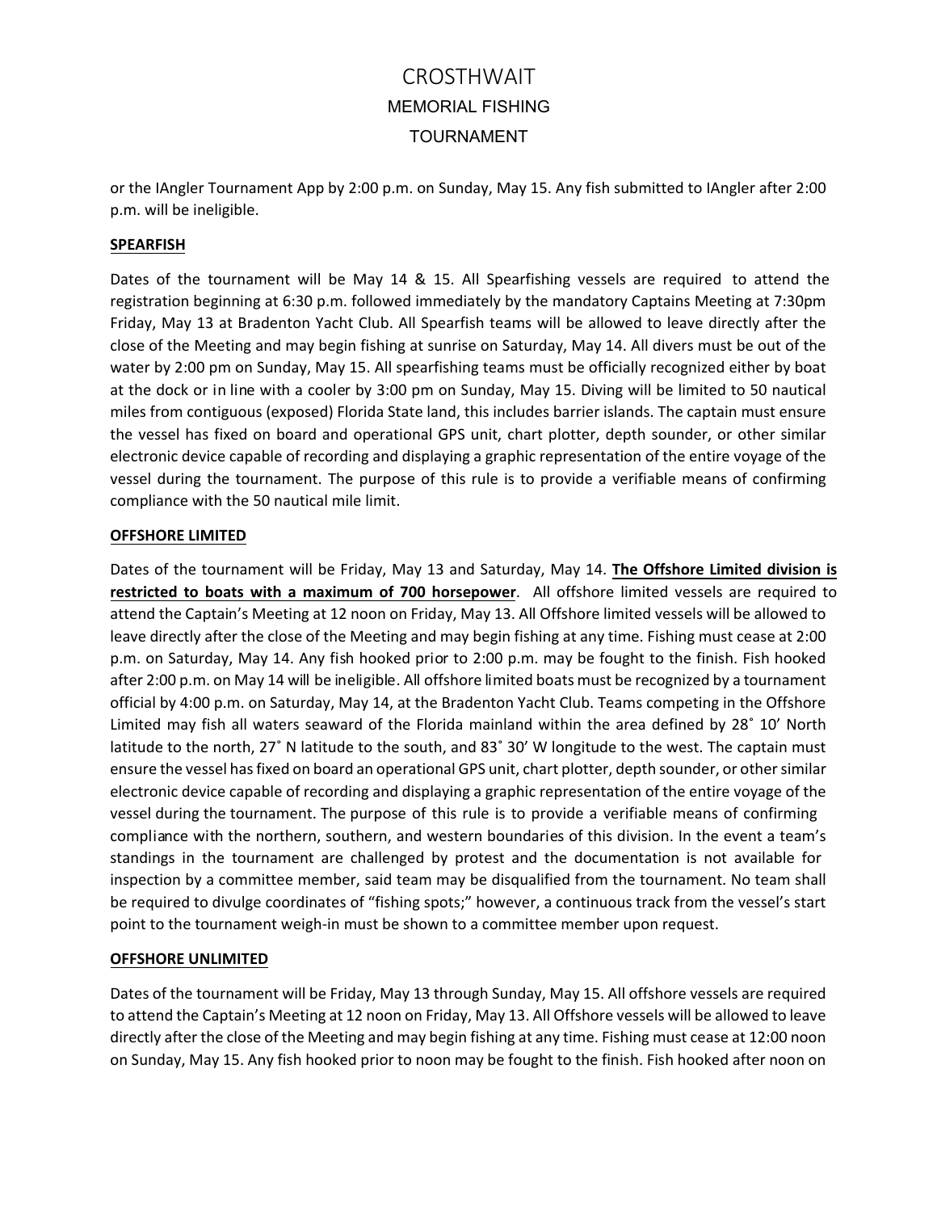or the IAngler Tournament App by 2:00 p.m. on Sunday, May 15. Any fish submitted to IAngler after 2:00 p.m. will be ineligible.

**SPEARFISH**

Dates of the tournament will be May 14 & 15. All Spearfishing vessels are required to attend the registration beginning at 6:30 p.m. followed immediately by the mandatory Captains Meeting at 7:30pm Friday, May 13 at Bradenton Yacht Club. All Spearfish teams will be allowed to leave directly after the close of the Meeting and may begin fishing at sunrise on Saturday, May 14. All divers must be out of the water by 2:00 pm on Sunday, May 15. All spearfishing teams must be officially recognized either by boat at the dock or in line with a cooler by 3:00 pm on Sunday, May 15. Diving will be limited to 50 nautical miles from contiguous (exposed) Florida State land, this includes barrier islands. The captain must ensure the vessel has fixed on board and operational GPS unit, chart plotter, depth sounder, or other similar electronic device capable of recording and displaying a graphic representation of the entire voyage of the vessel during the tournament. The purpose of this rule is to provide a verifiable means of confirming compliance with the 50 nautical mile limit.

**OFFSHORE LIMITED**

Dates of the tournament will be Friday, May 13 and Saturday, May 14. **The Offshore Limited division is restricted to boats with a maximum of 700 horsepower**. All offshore limited vessels are required to attend the Captain's Meeting at 12 noon on Friday, May 13. All Offshore limited vessels will be allowed to leave directly after the close of the Meeting and may begin fishing at any time. Fishing must cease at 2:00 p.m. on Saturday, May 14. Any fish hooked prior to 2:00 p.m. may be fought to the finish. Fish hooked after 2:00 p.m. on May 14 will be ineligible. All offshore limited boats must be recognized by a tournament official by 4:00 p.m. on Saturday, May 14, at the Bradenton Yacht Club. Teams competing in the Offshore Limited may fish all waters seaward of the Florida mainland within the area defined by 28˚ 10' North latitude to the north, 27˚ N latitude to the south, and 83˚ 30' W longitude to the west. The captain must ensure the vessel has fixed on board an operational GPS unit, chart plotter, depth sounder, or other similar electronic device capable of recording and displaying a graphic representation of the entire voyage of the vessel during the tournament. The purpose of this rule is to provide a verifiable means of confirming compliance with the northern, southern, and western boundaries of this division. In the event a team's standings in the tournament are challenged by protest and the documentation is not available for inspection by a committee member, said team may be disqualified from the tournament. No team shall be required to divulge coordinates of "fishing spots;" however, a continuous track from the vessel's start point to the tournament weigh-in must be shown to a committee member upon request.

**OFFSHORE UNLIMITED**

Dates of the tournament will be Friday, May 13 through Sunday, May 15. All offshore vessels are required to attend the Captain's Meeting at 12 noon on Friday, May 13. All Offshore vessels will be allowed to leave directly after the close of the Meeting and may begin fishing at any time. Fishing must cease at 12:00 noon on Sunday, May 15. Any fish hooked prior to noon may be fought to the finish. Fish hooked after noon on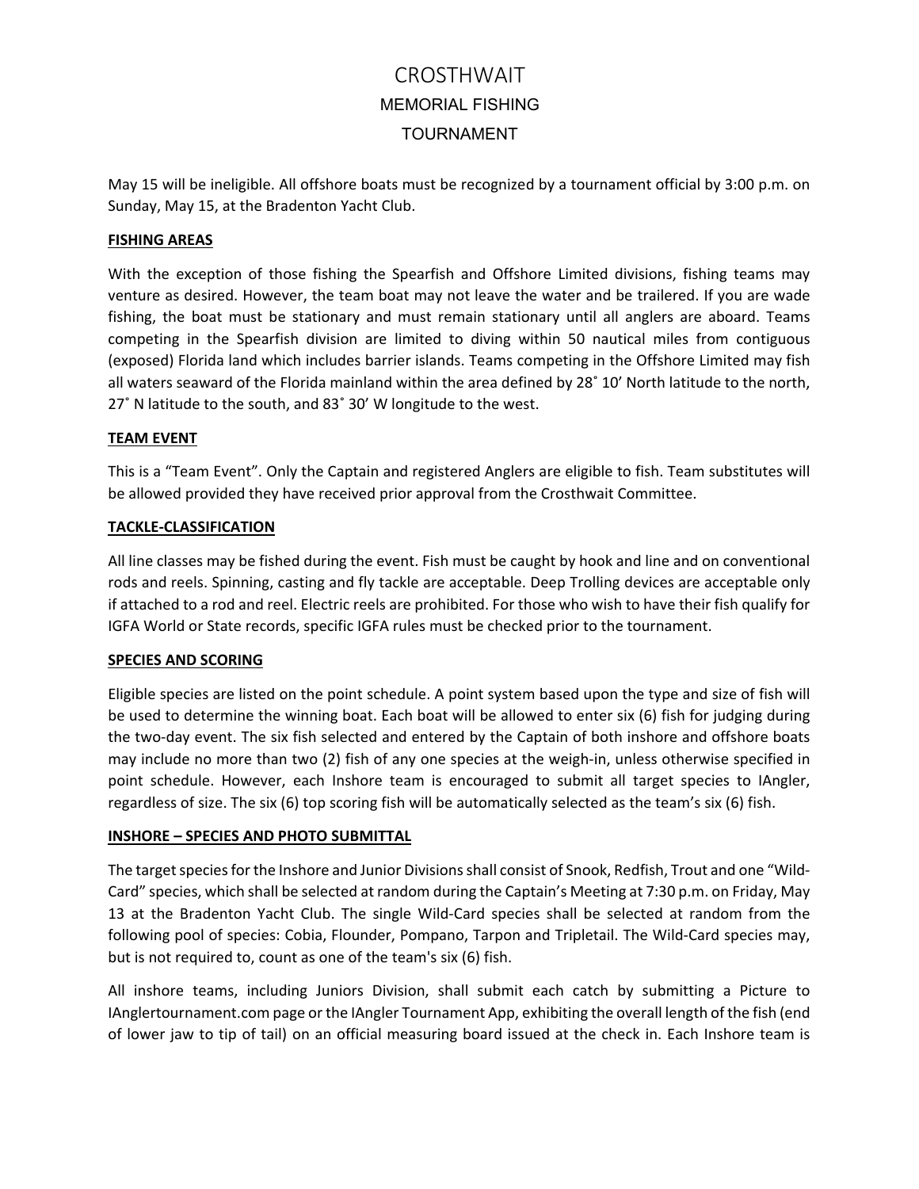May 15 will be ineligible. All offshore boats must be recognized by a tournament official by 3:00 p.m. on Sunday, May 15, at the Bradenton Yacht Club.

**FISHING AREAS**

With the exception of those fishing the Spearfish and Offshore Limited divisions, fishing teams may venture as desired. However, the team boat may not leave the water and be trailered. If you are wade fishing, the boat must be stationary and must remain stationary until all anglers are aboard. Teams competing in the Spearfish division are limited to diving within 50 nautical miles from contiguous (exposed) Florida land which includes barrier islands. Teams competing in the Offshore Limited may fish all waters seaward of the Florida mainland within the area defined by 28˚ 10' North latitude to the north, 27˚ N latitude to the south, and 83˚ 30' W longitude to the west.

**TEAM EVENT**

This is a "Team Event". Only the Captain and registered Anglers are eligible to fish. Team substitutes will be allowed provided they have received prior approval from the Crosthwait Committee.

**TACKLE-CLASSIFICATION**

All line classes may be fished during the event. Fish must be caught by hook and line and on conventional rods and reels. Spinning, casting and fly tackle are acceptable. Deep Trolling devices are acceptable only if attached to a rod and reel. Electric reels are prohibited. For those who wish to have their fish qualify for IGFA World or State records, specific IGFA rules must be checked prior to the tournament.

**SPECIES AND SCORING**

Eligible species are listed on the point schedule. A point system based upon the type and size of fish will be used to determine the winning boat. Each boat will be allowed to enter six (6) fish for judging during the two-day event. The six fish selected and entered by the Captain of both inshore and offshore boats may include no more than two (2) fish of any one species at the weigh-in, unless otherwise specified in point schedule. However, each Inshore team is encouraged to submit all target species to IAngler, regardless of size. The six (6) top scoring fish will be automatically selected as the team's six (6) fish.

**INSHORE – SPECIES AND PHOTO SUBMITTAL**

The target species for the Inshore and Junior Divisions shall consist of Snook, Redfish, Trout and one "Wild-Card" species, which shall be selected at random during the Captain's Meeting at 7:30 p.m. on Friday, May 13 at the Bradenton Yacht Club. The single Wild-Card species shall be selected at random from the following pool of species: Cobia, Flounder, Pompano, Tarpon and Tripletail. The Wild-Card species may, but is not required to, count as one of the team's six (6) fish.

All inshore teams, including Juniors Division, shall submit each catch by submitting a Picture to IAnglertournament.com page or the IAngler Tournament App, exhibiting the overall length of the fish (end of lower jaw to tip of tail) on an official measuring board issued at the check in. Each Inshore team is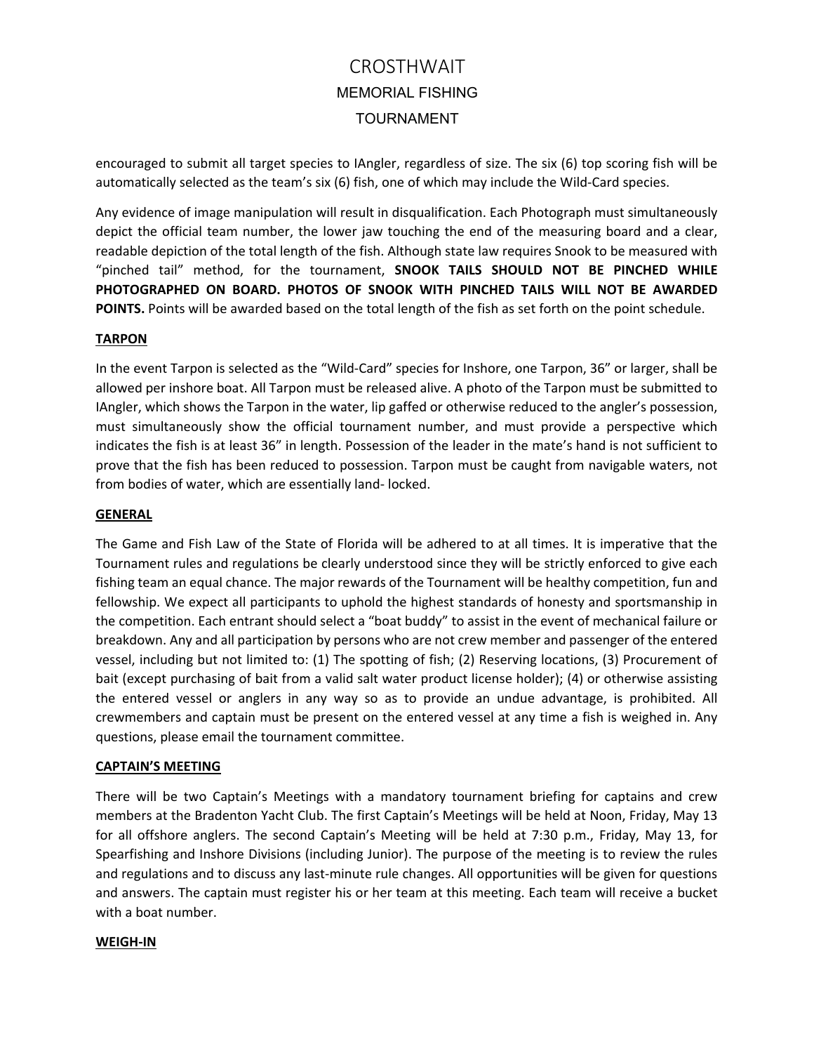encouraged to submit all target species to IAngler, regardless of size. The six (6) top scoring fish will be automatically selected as the team's six (6) fish, one of which may include the Wild-Card species.

Any evidence of image manipulation will result in disqualification. Each Photograph must simultaneously depict the official team number, the lower jaw touching the end of the measuring board and a clear, readable depiction of the total length of the fish. Although state law requires Snook to be measured with "pinched tail" method, for the tournament, **SNOOK TAILS SHOULD NOT BE PINCHED WHILE PHOTOGRAPHED ON BOARD. PHOTOS OF SNOOK WITH PINCHED TAILS WILL NOT BE AWARDED POINTS.** Points will be awarded based on the total length of the fish as set forth on the point schedule.

## TARPON

In the event Tarpon is selected as the "Wild-Card" species for Inshore, one Tarpon, 36" or larger, shall be allowed per inshore boat. All Tarpon must be released alive. A photo of the Tarpon must be submitted to IAngler, which shows the Tarpon in the water, lip gaffed or otherwise reduced to the angler's possession, must simultaneously show the official tournament number, and must provide a perspective which indicates the fish is at least 36" in length. Possession of the leader in the mate's hand is not sufficient to prove that the fish has been reduced to possession. Tarpon must be caught from navigable waters, not from bodies of water, which are essentially land- locked.

## GENERAL

The Game and Fish Law of the State of Florida will be adhered to at all times. It is imperative that the Tournament rules and regulations be clearly understood since they will be strictly enforced to give each fishing team an equal chance. The major rewards of the Tournament will be healthy competition, fun and fellowship. We expect all participants to uphold the highest standards of honesty and sportsmanship in the competition. Each entrant should select a "boat buddy" to assist in the event of mechanical failure or breakdown. Any and all participation by persons who are not crew member and passenger of the entered vessel, including but not limited to: (1) The spotting of fish; (2) Reserving locations, (3) Procurement of bait (except purchasing of bait from a valid salt water product license holder); (4) or otherwise assisting the entered vessel or anglers in any way so as to provide an undue advantage, is prohibited. All crewmembers and captain must be present on the entered vessel at any time a fish is weighed in. Any questions, please email the tournament committee.

## CAPTAIN'S MEETING

There will be two Captain's Meetings with a mandatory tournament briefing for captains and crew members at the Bradenton Yacht Club. The first Captain's Meetings will be held at Noon, Friday, May 13 for all offshore anglers. The second Captain's Meeting will be held at 7:30 p.m., Friday, May 13, for Spearfishing and Inshore Divisions (including Junior). The purpose of the meeting is to review the rules and regulations and to discuss any last-minute rule changes. All opportunities will be given for questions and answers. The captain must register his or her team at this meeting. Each team will receive a bucket with a boat number.

## WEIGH-IN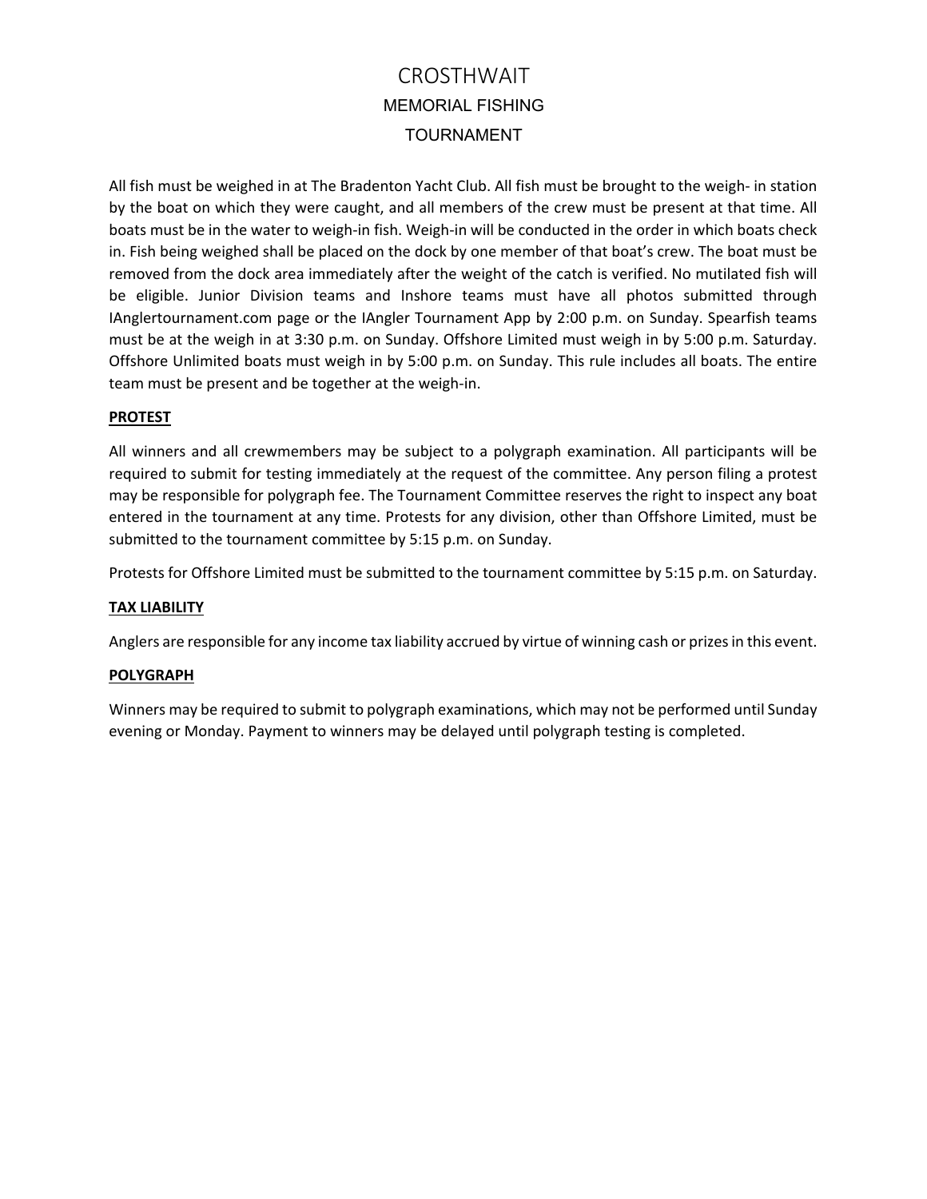# CROSTHWAIT
## MEMORIAL FISHING
## TOURNAMENT

All fish must be weighed in at The Bradenton Yacht Club. All fish must be brought to the weigh- in station by the boat on which they were caught, and all members of the crew must be present at that time. All boats must be in the water to weigh-in fish. Weigh-in will be conducted in the order in which boats check in. Fish being weighed shall be placed on the dock by one member of that boat's crew. The boat must be removed from the dock area immediately after the weight of the catch is verified. No mutilated fish will be eligible. Junior Division teams and Inshore teams must have all photos submitted through IAnglertournament.com page or the IAngler Tournament App by 2:00 p.m. on Sunday. Spearfish teams must be at the weigh in at 3:30 p.m. on Sunday. Offshore Limited must weigh in by 5:00 p.m. Saturday. Offshore Unlimited boats must weigh in by 5:00 p.m. on Sunday. This rule includes all boats. The entire team must be present and be together at the weigh-in.

**PROTEST**

All winners and all crewmembers may be subject to a polygraph examination. All participants will be required to submit for testing immediately at the request of the committee. Any person filing a protest may be responsible for polygraph fee. The Tournament Committee reserves the right to inspect any boat entered in the tournament at any time. Protests for any division, other than Offshore Limited, must be submitted to the tournament committee by 5:15 p.m. on Sunday.

Protests for Offshore Limited must be submitted to the tournament committee by 5:15 p.m. on Saturday.

**TAX LIABILITY**

Anglers are responsible for any income tax liability accrued by virtue of winning cash or prizes in this event.

**POLYGRAPH**

Winners may be required to submit to polygraph examinations, which may not be performed until Sunday evening or Monday. Payment to winners may be delayed until polygraph testing is completed.